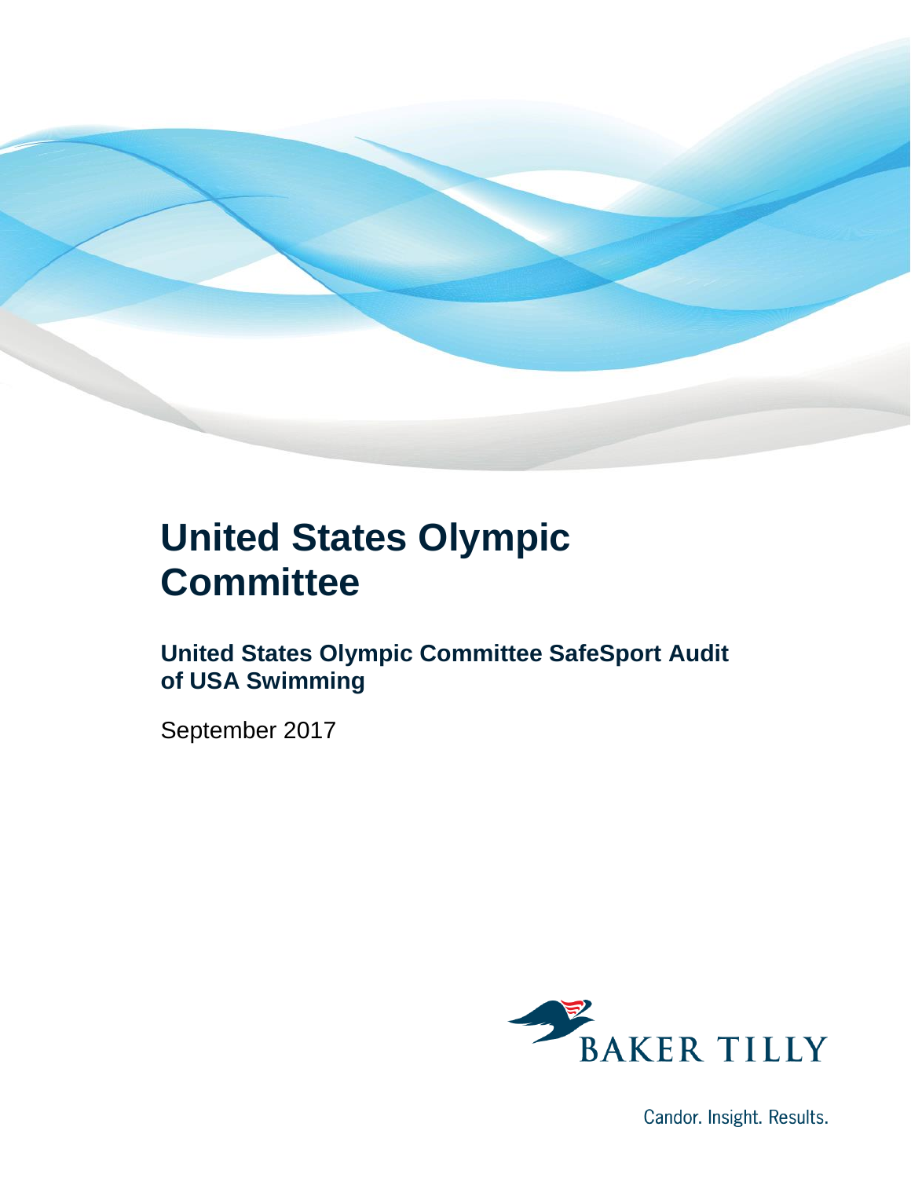# United States Olympic Committee

## United States Olympic Committee SafeSport Audit of USA Swimming

September 2017

BAKER TILLY

Candor. Insight. Results.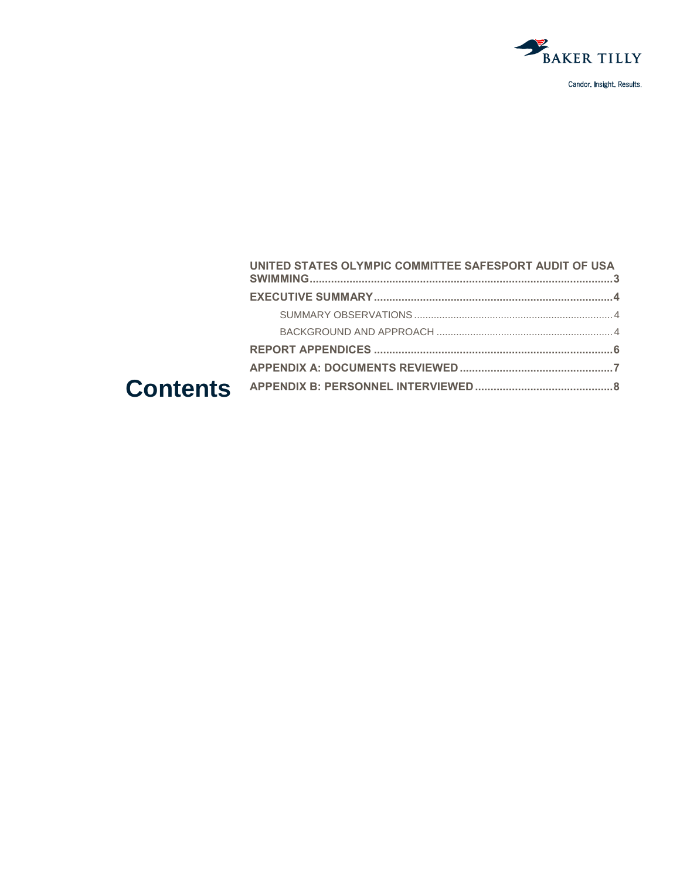Candor. Insight. Results.

# Contents

- UNITED STATES OLYMPIC COMMITTEE SAFESPORT AUDIT OF USA SWIMMING .......... 3
- EXECUTIVE SUMMARY .......... 4
  - SUMMARY OBSERVATIONS .......... 4
  - BACKGROUND AND APPROACH .......... 4
- REPORT APPENDICES .......... 6
- APPENDIX A: DOCUMENTS REVIEWED .......... 7
- APPENDIX B: PERSONNEL INTERVIEWED .......... 8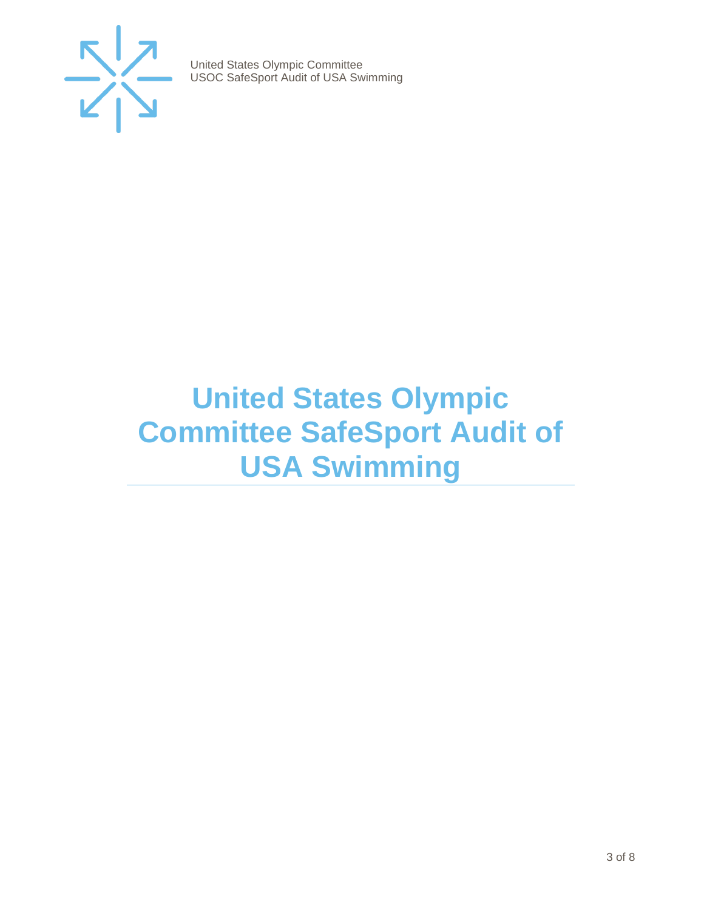# United States Olympic Committee SafeSport Audit of USA Swimming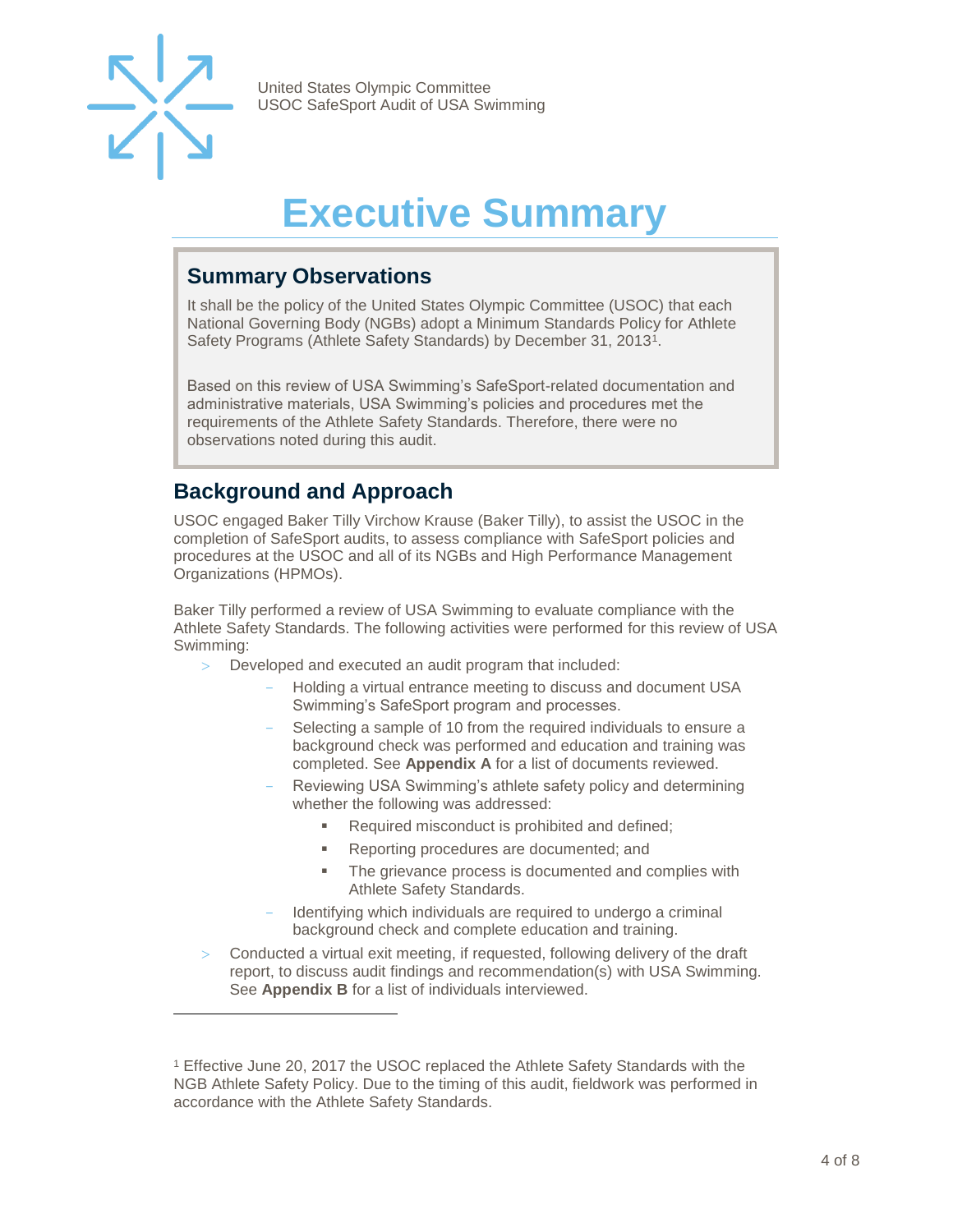# Executive Summary

## Summary Observations

It shall be the policy of the United States Olympic Committee (USOC) that each National Governing Body (NGBs) adopt a Minimum Standards Policy for Athlete Safety Programs (Athlete Safety Standards) by December 31, 2013[1].

Based on this review of USA Swimming's SafeSport-related documentation and administrative materials, USA Swimming's policies and procedures met the requirements of the Athlete Safety Standards. Therefore, there were no observations noted during this audit.

## Background and Approach

USOC engaged Baker Tilly Virchow Krause (Baker Tilly), to assist the USOC in the completion of SafeSport audits, to assess compliance with SafeSport policies and procedures at the USOC and all of its NGBs and High Performance Management Organizations (HPMOs).

Baker Tilly performed a review of USA Swimming to evaluate compliance with the Athlete Safety Standards. The following activities were performed for this review of USA Swimming:

- Developed and executed an audit program that included:
  - Holding a virtual entrance meeting to discuss and document USA Swimming's SafeSport program and processes.
  - Selecting a sample of 10 from the required individuals to ensure a background check was performed and education and training was completed. See **Appendix A** for a list of documents reviewed.
  - Reviewing USA Swimming's athlete safety policy and determining whether the following was addressed:
    - Required misconduct is prohibited and defined;
    - Reporting procedures are documented; and
    - The grievance process is documented and complies with Athlete Safety Standards.
  - Identifying which individuals are required to undergo a criminal background check and complete education and training.
- Conducted a virtual exit meeting, if requested, following delivery of the draft report, to discuss audit findings and recommendation(s) with USA Swimming. See **Appendix B** for a list of individuals interviewed.

---

[1] Effective June 20, 2017 the USOC replaced the Athlete Safety Standards with the NGB Athlete Safety Policy. Due to the timing of this audit, fieldwork was performed in accordance with the Athlete Safety Standards.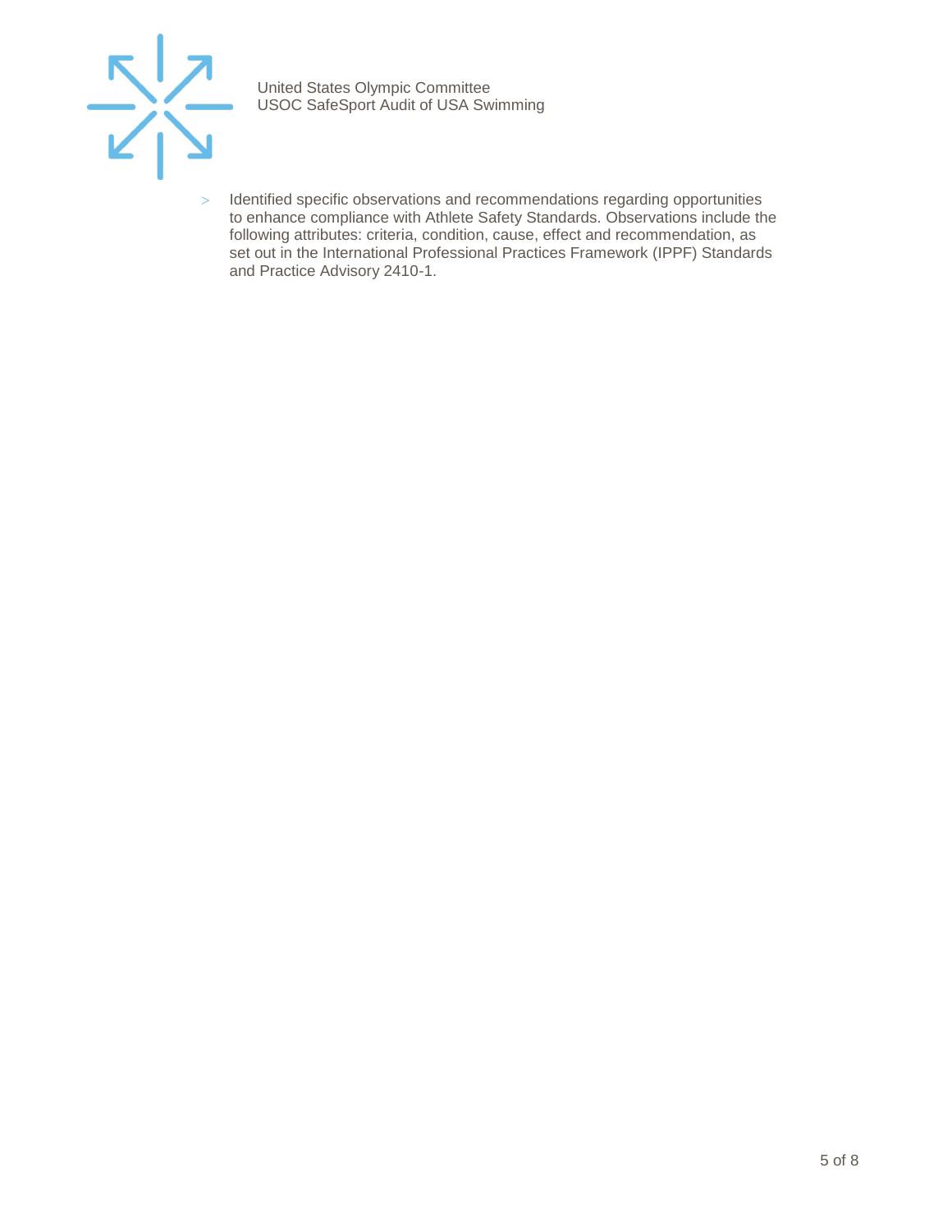- Identified specific observations and recommendations regarding opportunities to enhance compliance with Athlete Safety Standards. Observations include the following attributes: criteria, condition, cause, effect and recommendation, as set out in the International Professional Practices Framework (IPPF) Standards and Practice Advisory 2410-1.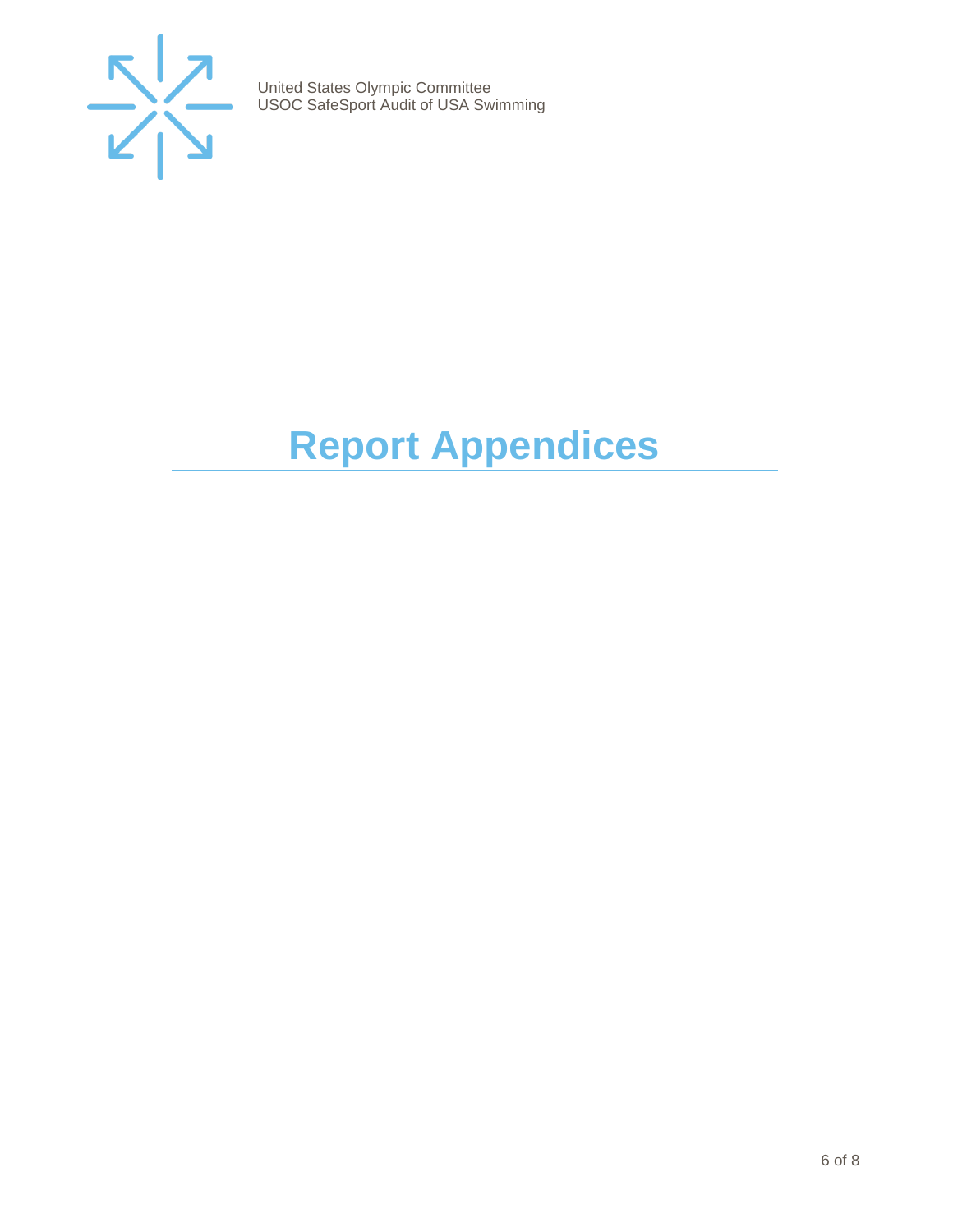# Report Appendices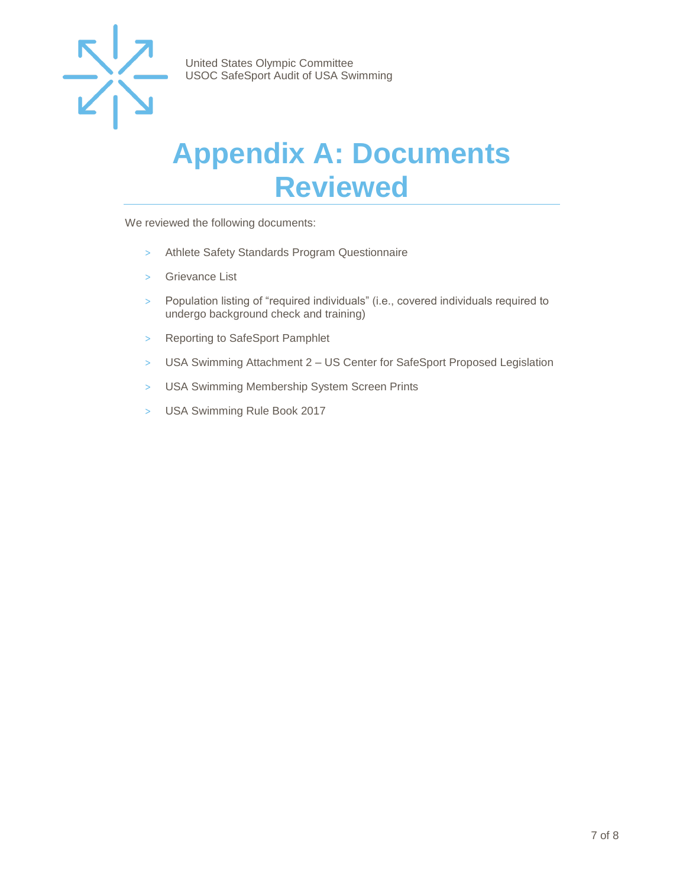# Appendix A: Documents Reviewed

We reviewed the following documents:

- Athlete Safety Standards Program Questionnaire
- Grievance List
- Population listing of "required individuals" (i.e., covered individuals required to undergo background check and training)
- Reporting to SafeSport Pamphlet
- USA Swimming Attachment 2 – US Center for SafeSport Proposed Legislation
- USA Swimming Membership System Screen Prints
- USA Swimming Rule Book 2017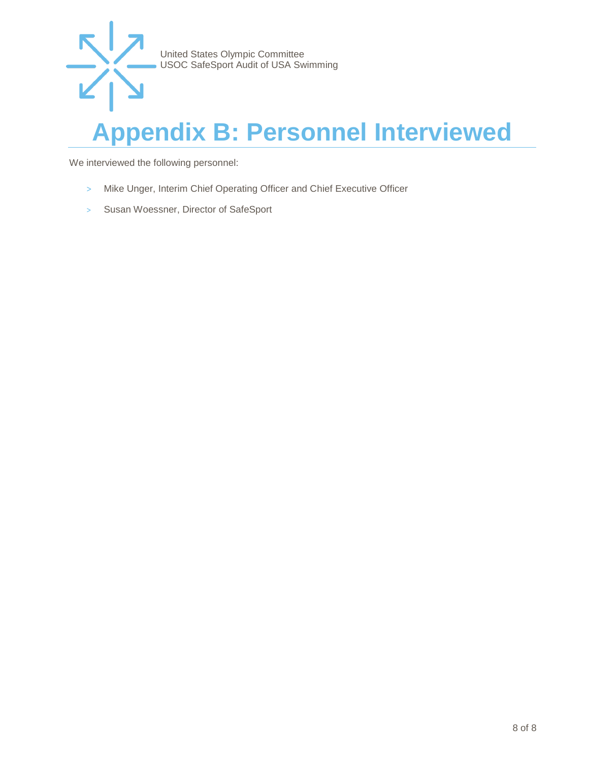# Appendix B: Personnel Interviewed

We interviewed the following personnel:

- Mike Unger, Interim Chief Operating Officer and Chief Executive Officer
- Susan Woessner, Director of SafeSport